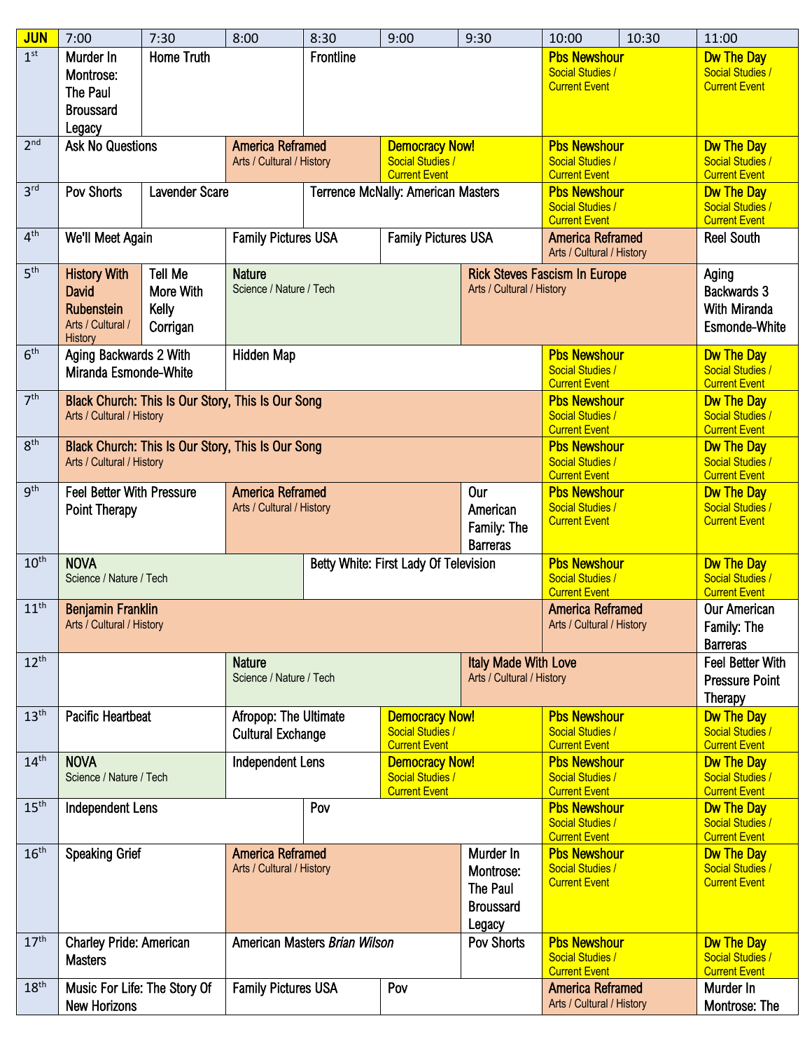| JUN | 7:00 | 7:30 | 8:00 | 8:30 | 9:00 | 9:30 | 10:00 | 10:30 | 11:00 |
|---|---|---|---|---|---|---|---|---|---|
| 1st | Murder In Montrose: The Paul Broussard Legacy | Home Truth | | Frontline | | | Pbs Newshour Social Studies / Current Event | | Dw The Day Social Studies / Current Event |
| 2nd | Ask No Questions | | America Reframed Arts / Cultural / History | | Democracy Now! Social Studies / Current Event | | Pbs Newshour Social Studies / Current Event | | Dw The Day Social Studies / Current Event |
| 3rd | Pov Shorts | Lavender Scare | | Terrence McNally: American Masters | | | Pbs Newshour Social Studies / Current Event | | Dw The Day Social Studies / Current Event |
| 4th | We'll Meet Again | | Family Pictures USA | | Family Pictures USA | | America Reframed Arts / Cultural / History | | Reel South |
| 5th | History With David Rubenstein Arts / Cultural / History | Tell Me More With Kelly Corrigan | Nature Science / Nature / Tech | | | Rick Steves Fascism In Europe Arts / Cultural / History | | | Aging Backwards 3 With Miranda Esmonde-White |
| 6th | Aging Backwards 2 With Miranda Esmonde-White | | Hidden Map | | | | Pbs Newshour Social Studies / Current Event | | Dw The Day Social Studies / Current Event |
| 7th | Black Church: This Is Our Story, This Is Our Song Arts / Cultural / History | | | | | | Pbs Newshour Social Studies / Current Event | | Dw The Day Social Studies / Current Event |
| 8th | Black Church: This Is Our Story, This Is Our Song Arts / Cultural / History | | | | | | Pbs Newshour Social Studies / Current Event | | Dw The Day Social Studies / Current Event |
| 9th | Feel Better With Pressure Point Therapy | | America Reframed Arts / Cultural / History | | | Our American Family: The Barreras | Pbs Newshour Social Studies / Current Event | | Dw The Day Social Studies / Current Event |
| 10th | NOVA Science / Nature / Tech | | | Betty White: First Lady Of Television | | | Pbs Newshour Social Studies / Current Event | | Dw The Day Social Studies / Current Event |
| 11th | Benjamin Franklin Arts / Cultural / History | | | | | | America Reframed Arts / Cultural / History | | Our American Family: The Barreras |
| 12th | | | Nature Science / Nature / Tech | | | Italy Made With Love Arts / Cultural / History | | | Feel Better With Pressure Point Therapy |
| 13th | Pacific Heartbeat | | Afropop: The Ultimate Cultural Exchange | | Democracy Now! Social Studies / Current Event | | Pbs Newshour Social Studies / Current Event | | Dw The Day Social Studies / Current Event |
| 14th | NOVA Science / Nature / Tech | | Independent Lens | | Democracy Now! Social Studies / Current Event | | Pbs Newshour Social Studies / Current Event | | Dw The Day Social Studies / Current Event |
| 15th | Independent Lens | | | Pov | | | Pbs Newshour Social Studies / Current Event | | Dw The Day Social Studies / Current Event |
| 16th | Speaking Grief | | America Reframed Arts / Cultural / History | | | Murder In Montrose: The Paul Broussard Legacy | Pbs Newshour Social Studies / Current Event | | Dw The Day Social Studies / Current Event |
| 17th | Charley Pride: American Masters | | American Masters *Brian Wilson* | | | Pov Shorts | Pbs Newshour Social Studies / Current Event | | Dw The Day Social Studies / Current Event |
| 18th | Music For Life: The Story Of New Horizons | | Family Pictures USA | | Pov | | America Reframed Arts / Cultural / History | | Murder In Montrose: The |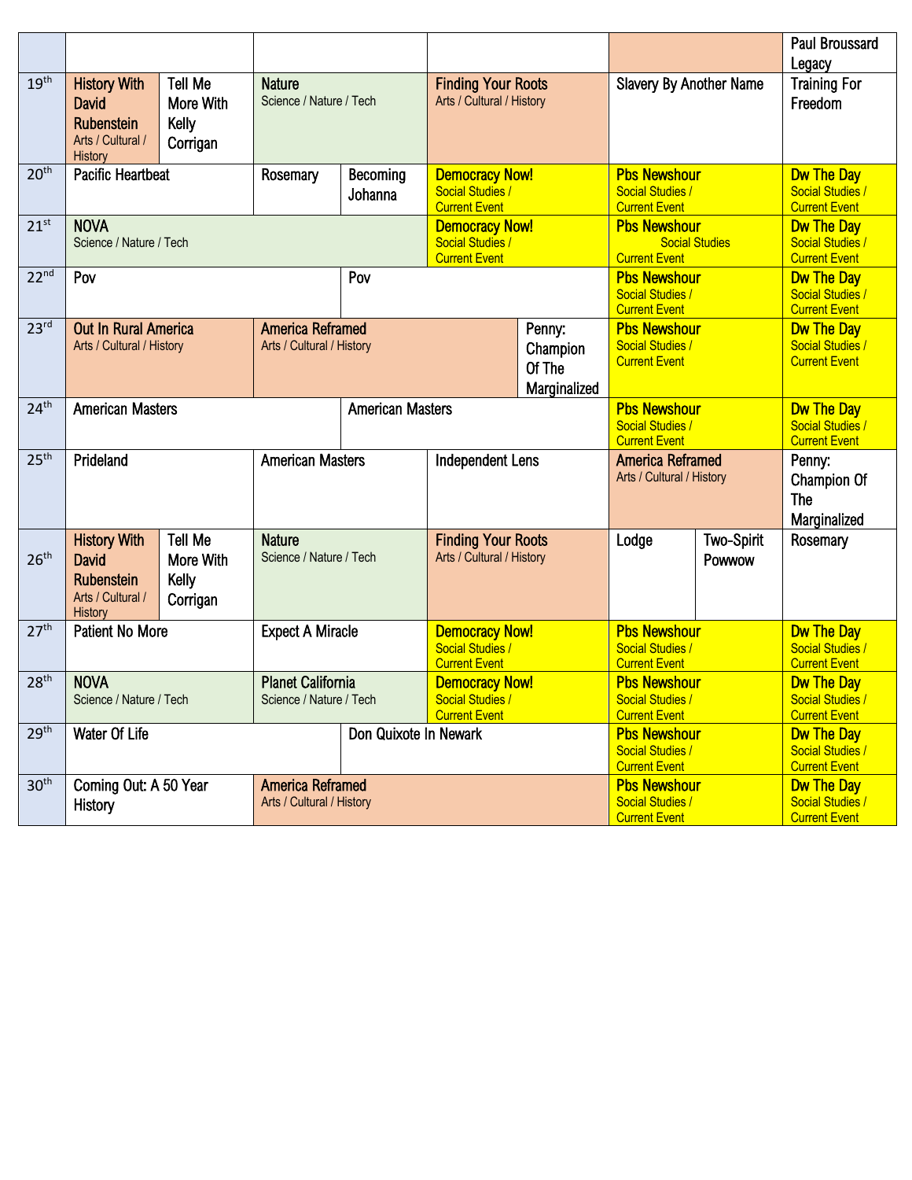| | | | | | | | | | |
|---|---|---|---|---|---|---|---|---|---|
| | | | | | | | | | Paul Broussard Legacy |
| 19th | History With David Rubenstein<br>Arts / Cultural / History | Tell Me More With Kelly Corrigan | Nature<br>Science / Nature / Tech | | Finding Your Roots<br>Arts / Cultural / History | | Slavery By Another Name | | Training For Freedom |
| 20th | Pacific Heartbeat | | Rosemary | Becoming Johanna | Democracy Now!<br>Social Studies / Current Event | | Pbs Newshour<br>Social Studies / Current Event | | Dw The Day<br>Social Studies / Current Event |
| 21st | NOVA<br>Science / Nature / Tech | | | | Democracy Now!<br>Social Studies / Current Event | | Pbs Newshour<br>Social Studies<br>Current Event | | Dw The Day<br>Social Studies / Current Event |
| 22nd | Pov | | | Pov | | | Pbs Newshour<br>Social Studies / Current Event | | Dw The Day<br>Social Studies / Current Event |
| 23rd | Out In Rural America<br>Arts / Cultural / History | | America Reframed<br>Arts / Cultural / History | | | Penny: Champion Of The Marginalized | Pbs Newshour<br>Social Studies / Current Event | | Dw The Day<br>Social Studies / Current Event |
| 24th | American Masters | | | American Masters | | | Pbs Newshour<br>Social Studies / Current Event | | Dw The Day<br>Social Studies / Current Event |
| 25th | Prideland | | American Masters | | Independent Lens | | America Reframed<br>Arts / Cultural / History | | Penny: Champion Of The Marginalized |
| 26th | History With David Rubenstein<br>Arts / Cultural / History | Tell Me More With Kelly Corrigan | Nature<br>Science / Nature / Tech | | Finding Your Roots<br>Arts / Cultural / History | | Lodge | Two-Spirit Powwow | Rosemary |
| 27th | Patient No More | | Expect A Miracle | | Democracy Now!<br>Social Studies / Current Event | | Pbs Newshour<br>Social Studies / Current Event | | Dw The Day<br>Social Studies / Current Event |
| 28th | NOVA<br>Science / Nature / Tech | | Planet California<br>Science / Nature / Tech | | Democracy Now!<br>Social Studies / Current Event | | Pbs Newshour<br>Social Studies / Current Event | | Dw The Day<br>Social Studies / Current Event |
| 29th | Water Of Life | | | Don Quixote In Newark | | | Pbs Newshour<br>Social Studies / Current Event | | Dw The Day<br>Social Studies / Current Event |
| 30th | Coming Out: A 50 Year History | | America Reframed<br>Arts / Cultural / History | | | | Pbs Newshour<br>Social Studies / Current Event | | Dw The Day<br>Social Studies / Current Event |